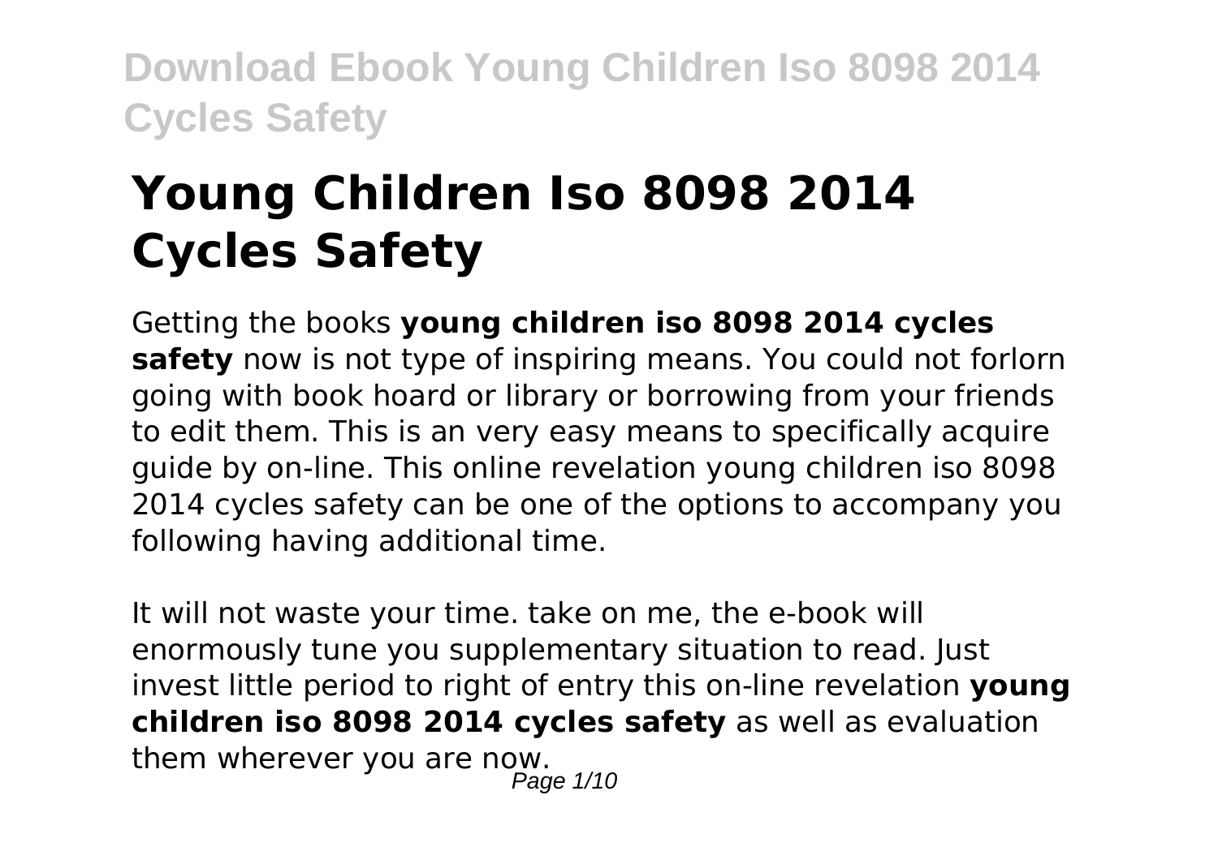# Young Children Iso 8098 2014 Cycles Safety

Getting the books **young children iso 8098 2014 cycles safety** now is not type of inspiring means. You could not forlorn going with book hoard or library or borrowing from your friends to edit them. This is an very easy means to specifically acquire guide by on-line. This online revelation young children iso 8098 2014 cycles safety can be one of the options to accompany you following having additional time.

It will not waste your time. take on me, the e-book will enormously tune you supplementary situation to read. Just invest little period to right of entry this on-line revelation **young children iso 8098 2014 cycles safety** as well as evaluation them wherever you are now.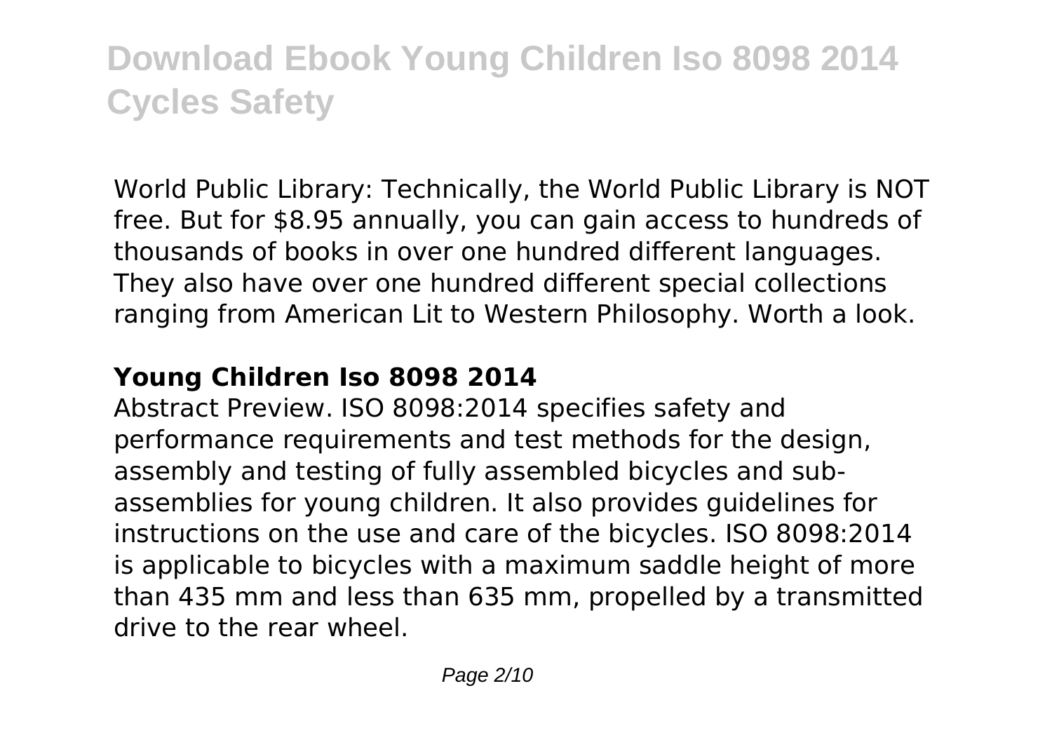World Public Library: Technically, the World Public Library is NOT free. But for $8.95 annually, you can gain access to hundreds of thousands of books in over one hundred different languages. They also have over one hundred different special collections ranging from American Lit to Western Philosophy. Worth a look.

## Young Children Iso 8098 2014

Abstract Preview. ISO 8098:2014 specifies safety and performance requirements and test methods for the design, assembly and testing of fully assembled bicycles and sub-assemblies for young children. It also provides guidelines for instructions on the use and care of the bicycles. ISO 8098:2014 is applicable to bicycles with a maximum saddle height of more than 435 mm and less than 635 mm, propelled by a transmitted drive to the rear wheel.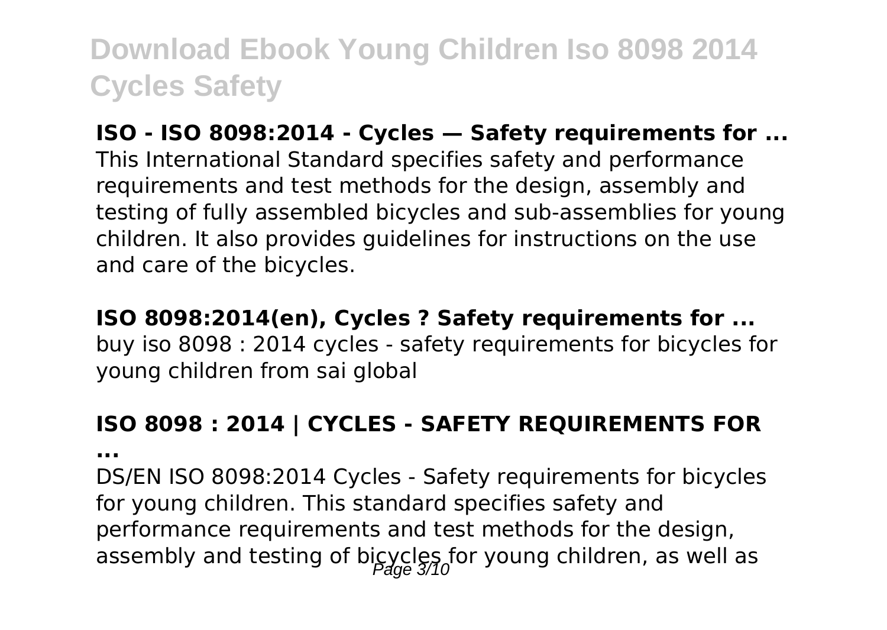**ISO - ISO 8098:2014 - Cycles — Safety requirements for ...**

This International Standard specifies safety and performance requirements and test methods for the design, assembly and testing of fully assembled bicycles and sub-assemblies for young children. It also provides guidelines for instructions on the use and care of the bicycles.

**ISO 8098:2014(en), Cycles ? Safety requirements for ...**

buy iso 8098 : 2014 cycles - safety requirements for bicycles for young children from sai global

**ISO 8098 : 2014 | CYCLES - SAFETY REQUIREMENTS FOR ...**

DS/EN ISO 8098:2014 Cycles - Safety requirements for bicycles for young children. This standard specifies safety and performance requirements and test methods for the design, assembly and testing of bicycles for young children, as well as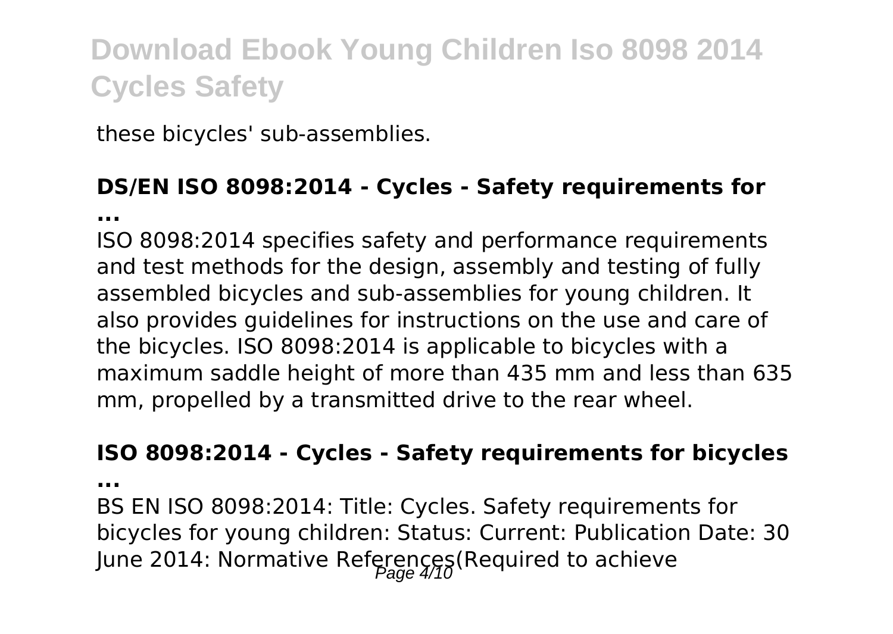these bicycles' sub-assemblies.

## DS/EN ISO 8098:2014 - Cycles - Safety requirements for ...

ISO 8098:2014 specifies safety and performance requirements and test methods for the design, assembly and testing of fully assembled bicycles and sub-assemblies for young children. It also provides guidelines for instructions on the use and care of the bicycles. ISO 8098:2014 is applicable to bicycles with a maximum saddle height of more than 435 mm and less than 635 mm, propelled by a transmitted drive to the rear wheel.

## ISO 8098:2014 - Cycles - Safety requirements for bicycles ...

BS EN ISO 8098:2014: Title: Cycles. Safety requirements for bicycles for young children: Status: Current: Publication Date: 30 June 2014: Normative References(Required to achieve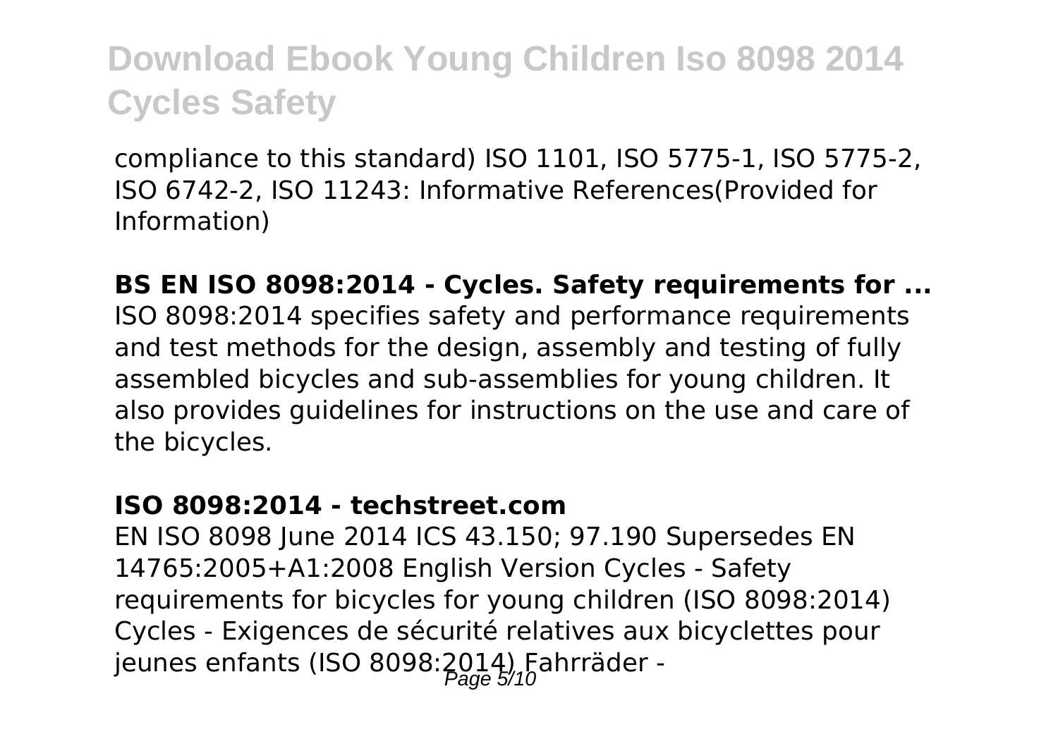compliance to this standard) ISO 1101, ISO 5775-1, ISO 5775-2, ISO 6742-2, ISO 11243: Informative References(Provided for Information)

**BS EN ISO 8098:2014 - Cycles. Safety requirements for ...**

ISO 8098:2014 specifies safety and performance requirements and test methods for the design, assembly and testing of fully assembled bicycles and sub-assemblies for young children. It also provides guidelines for instructions on the use and care of the bicycles.

**ISO 8098:2014 - techstreet.com**

EN ISO 8098 June 2014 ICS 43.150; 97.190 Supersedes EN 14765:2005+A1:2008 English Version Cycles - Safety requirements for bicycles for young children (ISO 8098:2014) Cycles - Exigences de sécurité relatives aux bicyclettes pour jeunes enfants (ISO 8098:2014) Fahrräder -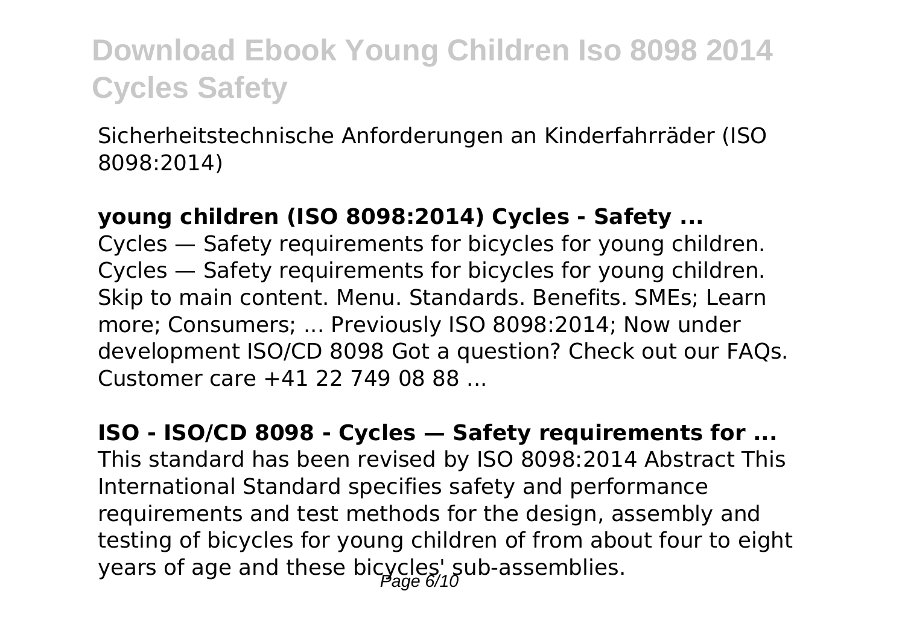Sicherheitstechnische Anforderungen an Kinderfahrräder (ISO 8098:2014)

**young children (ISO 8098:2014) Cycles - Safety ...**

Cycles — Safety requirements for bicycles for young children. Cycles — Safety requirements for bicycles for young children. Skip to main content. Menu. Standards. Benefits. SMEs; Learn more; Consumers; ... Previously ISO 8098:2014; Now under development ISO/CD 8098 Got a question? Check out our FAQs. Customer care +41 22 749 08 88 ...

**ISO - ISO/CD 8098 - Cycles — Safety requirements for ...**

This standard has been revised by ISO 8098:2014 Abstract This International Standard specifies safety and performance requirements and test methods for the design, assembly and testing of bicycles for young children of from about four to eight years of age and these bicycles' sub-assemblies.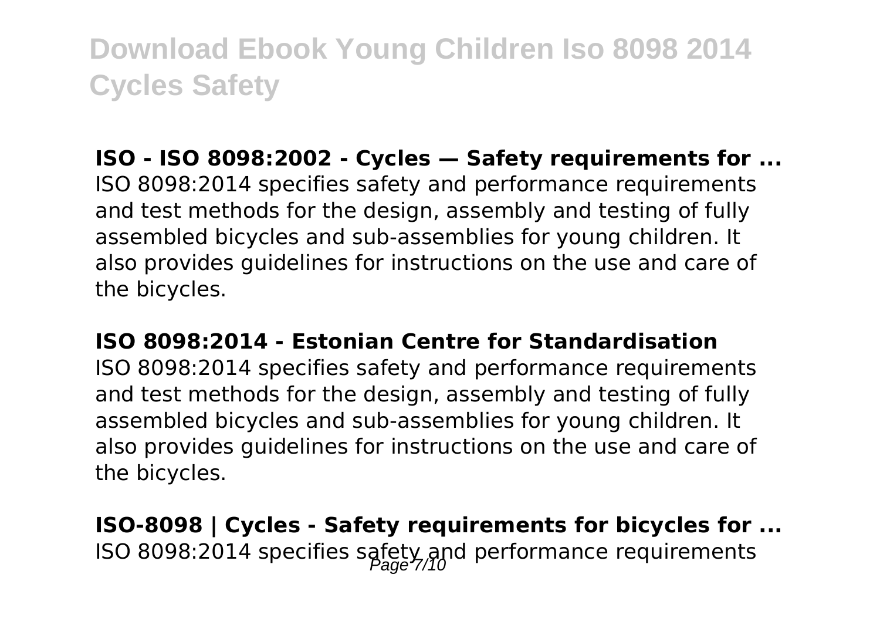**ISO - ISO 8098:2002 - Cycles — Safety requirements for ...**

ISO 8098:2014 specifies safety and performance requirements and test methods for the design, assembly and testing of fully assembled bicycles and sub-assemblies for young children. It also provides guidelines for instructions on the use and care of the bicycles.

**ISO 8098:2014 - Estonian Centre for Standardisation**

ISO 8098:2014 specifies safety and performance requirements and test methods for the design, assembly and testing of fully assembled bicycles and sub-assemblies for young children. It also provides guidelines for instructions on the use and care of the bicycles.

**ISO-8098 | Cycles - Safety requirements for bicycles for ...**

ISO 8098:2014 specifies safety and performance requirements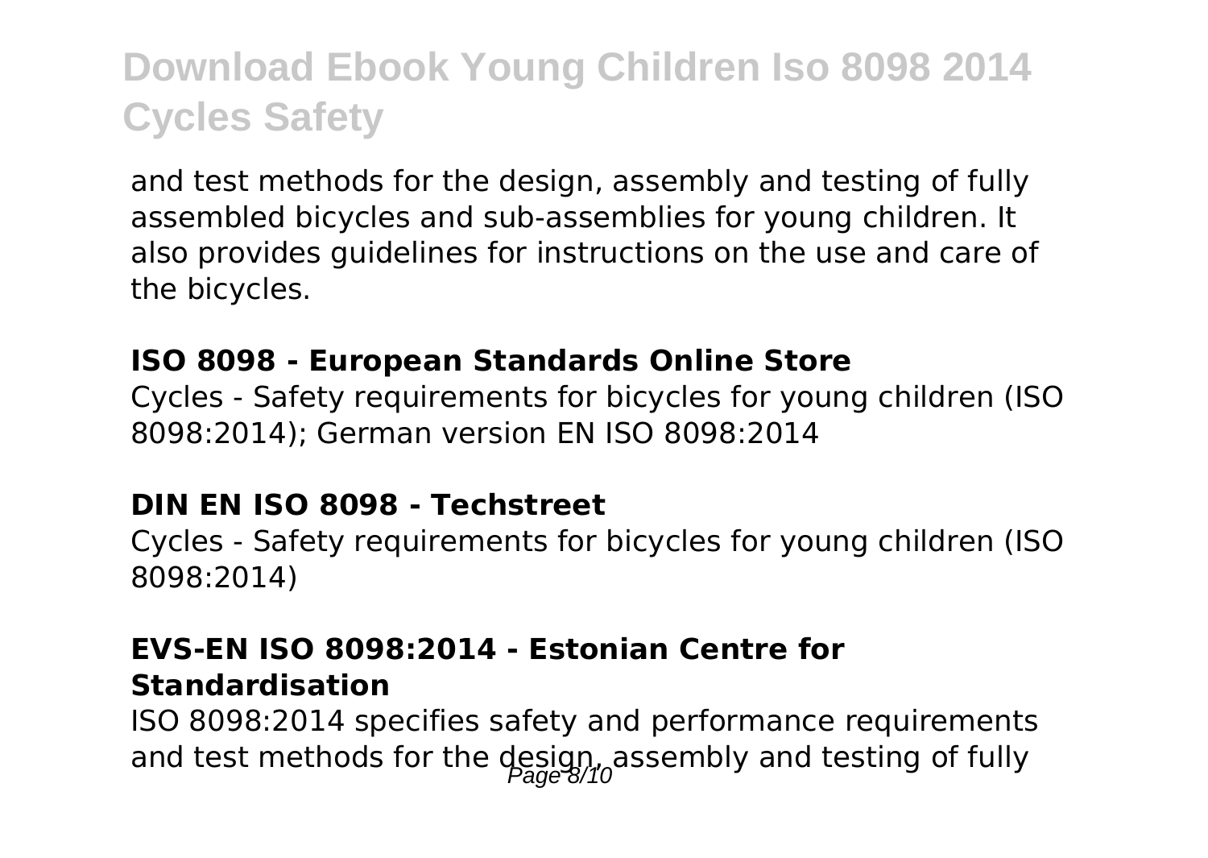and test methods for the design, assembly and testing of fully assembled bicycles and sub-assemblies for young children. It also provides guidelines for instructions on the use and care of the bicycles.

**ISO 8098 - European Standards Online Store**

Cycles - Safety requirements for bicycles for young children (ISO 8098:2014); German version EN ISO 8098:2014

**DIN EN ISO 8098 - Techstreet**

Cycles - Safety requirements for bicycles for young children (ISO 8098:2014)

**EVS-EN ISO 8098:2014 - Estonian Centre for Standardisation**

ISO 8098:2014 specifies safety and performance requirements and test methods for the design, assembly and testing of fully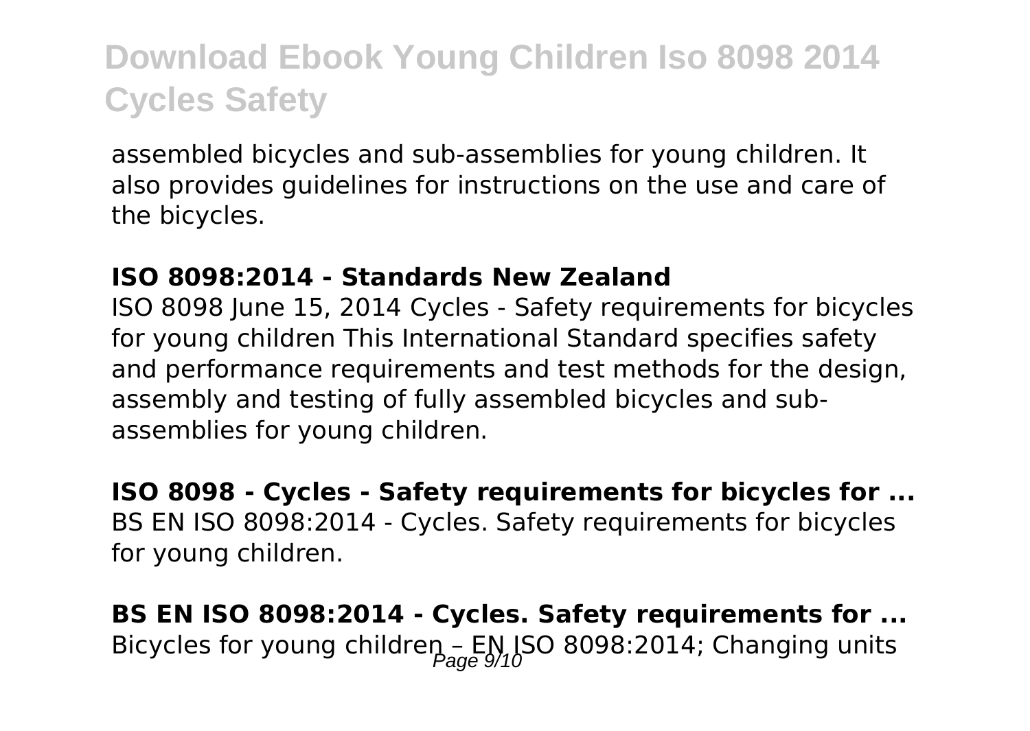assembled bicycles and sub-assemblies for young children. It also provides guidelines for instructions on the use and care of the bicycles.

**ISO 8098:2014 - Standards New Zealand**

ISO 8098 June 15, 2014 Cycles - Safety requirements for bicycles for young children This International Standard specifies safety and performance requirements and test methods for the design, assembly and testing of fully assembled bicycles and sub-assemblies for young children.

**ISO 8098 - Cycles - Safety requirements for bicycles for ...**

BS EN ISO 8098:2014 - Cycles. Safety requirements for bicycles for young children.

**BS EN ISO 8098:2014 - Cycles. Safety requirements for ...**

Bicycles for young children – EN ISO 8098:2014; Changing units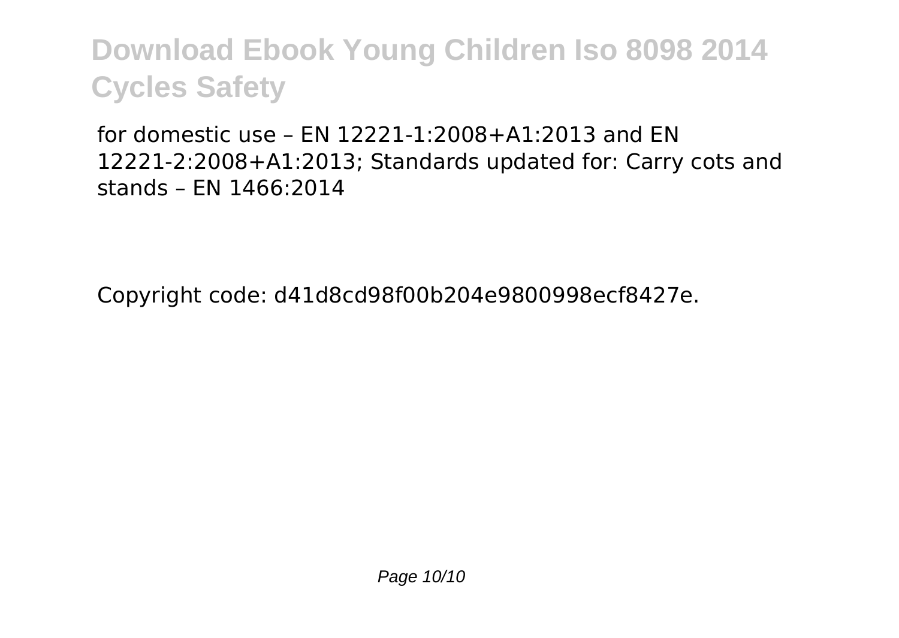for domestic use – EN 12221-1:2008+A1:2013 and EN 12221-2:2008+A1:2013; Standards updated for: Carry cots and stands – EN 1466:2014

Copyright code: d41d8cd98f00b204e9800998ecf8427e.